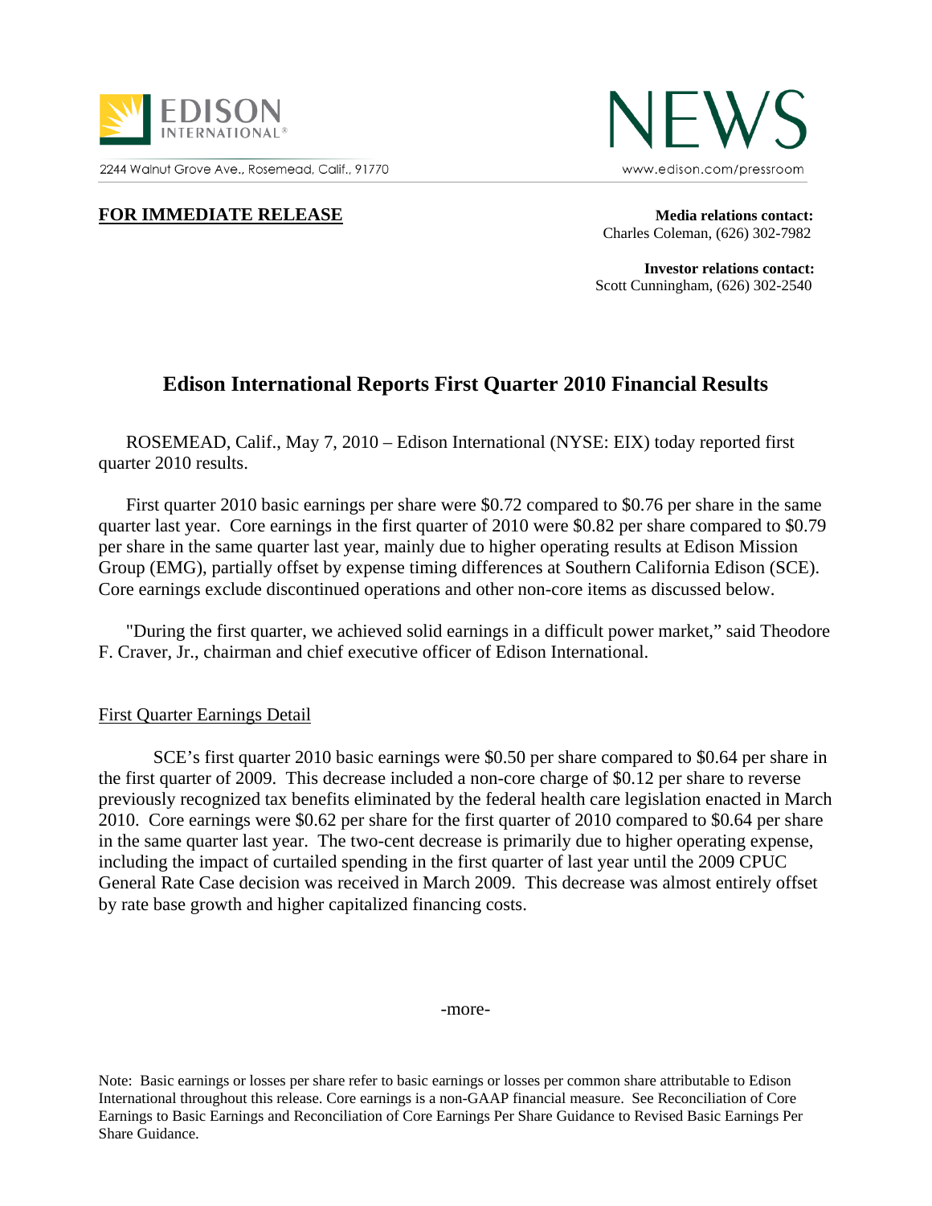EDISON INTERNATIONAL®

2244 Walnut Grove Ave., Rosemead, Calif., 91770

NEWS

www.edison.com/pressroom

**FOR IMMEDIATE RELEASE**

**Media relations contact:**
Charles Coleman, (626) 302-7982

**Investor relations contact:**
Scott Cunningham, (626) 302-2540

# Edison International Reports First Quarter 2010 Financial Results

ROSEMEAD, Calif., May 7, 2010 – Edison International (NYSE: EIX) today reported first quarter 2010 results.

First quarter 2010 basic earnings per share were $0.72 compared to $0.76 per share in the same quarter last year. Core earnings in the first quarter of 2010 were $0.82 per share compared to $0.79 per share in the same quarter last year, mainly due to higher operating results at Edison Mission Group (EMG), partially offset by expense timing differences at Southern California Edison (SCE). Core earnings exclude discontinued operations and other non-core items as discussed below.

"During the first quarter, we achieved solid earnings in a difficult power market," said Theodore F. Craver, Jr., chairman and chief executive officer of Edison International.

## First Quarter Earnings Detail

SCE's first quarter 2010 basic earnings were $0.50 per share compared to $0.64 per share in the first quarter of 2009. This decrease included a non-core charge of $0.12 per share to reverse previously recognized tax benefits eliminated by the federal health care legislation enacted in March 2010. Core earnings were $0.62 per share for the first quarter of 2010 compared to $0.64 per share in the same quarter last year. The two-cent decrease is primarily due to higher operating expense, including the impact of curtailed spending in the first quarter of last year until the 2009 CPUC General Rate Case decision was received in March 2009. This decrease was almost entirely offset by rate base growth and higher capitalized financing costs.

-more-

Note: Basic earnings or losses per share refer to basic earnings or losses per common share attributable to Edison International throughout this release. Core earnings is a non-GAAP financial measure. See Reconciliation of Core Earnings to Basic Earnings and Reconciliation of Core Earnings Per Share Guidance to Revised Basic Earnings Per Share Guidance.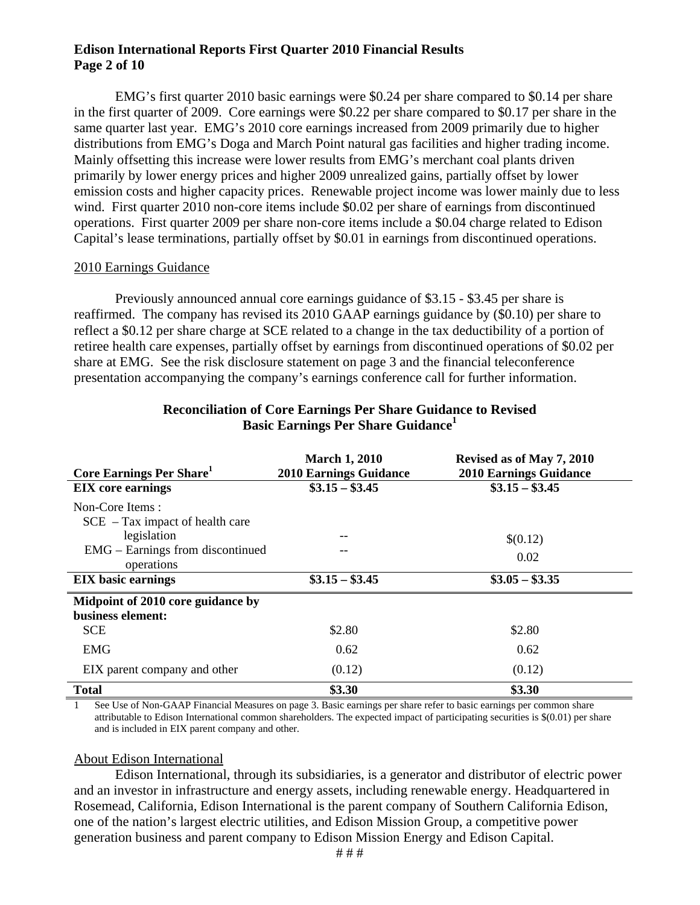EMG's first quarter 2010 basic earnings were $0.24 per share compared to $0.14 per share in the first quarter of 2009. Core earnings were $0.22 per share compared to $0.17 per share in the same quarter last year. EMG's 2010 core earnings increased from 2009 primarily due to higher distributions from EMG's Doga and March Point natural gas facilities and higher trading income. Mainly offsetting this increase were lower results from EMG's merchant coal plants driven primarily by lower energy prices and higher 2009 unrealized gains, partially offset by lower emission costs and higher capacity prices. Renewable project income was lower mainly due to less wind. First quarter 2010 non-core items include $0.02 per share of earnings from discontinued operations. First quarter 2009 per share non-core items include a $0.04 charge related to Edison Capital's lease terminations, partially offset by $0.01 in earnings from discontinued operations.

## 2010 Earnings Guidance

Previously announced annual core earnings guidance of $3.15 - $3.45 per share is reaffirmed. The company has revised its 2010 GAAP earnings guidance by ($0.10) per share to reflect a $0.12 per share charge at SCE related to a change in the tax deductibility of a portion of retiree health care expenses, partially offset by earnings from discontinued operations of $0.02 per share at EMG. See the risk disclosure statement on page 3 and the financial teleconference presentation accompanying the company's earnings conference call for further information.

### Reconciliation of Core Earnings Per Share Guidance to Revised Basic Earnings Per Share Guidance[1]

| Core Earnings Per Share[1] | March 1, 2010 2010 Earnings Guidance | Revised as of May 7, 2010 2010 Earnings Guidance |
|---|---|---|
| **EIX core earnings** | **$3.15 – $3.45** | **$3.15 – $3.45** |
| Non-Core Items : | | |
| SCE – Tax impact of health care legislation | -- | $(0.12) |
| EMG – Earnings from discontinued operations | -- | 0.02 |
| **EIX basic earnings** | **$3.15 – $3.45** | **$3.05 – $3.35** |
| **Midpoint of 2010 core guidance by business element:** | | |
| SCE | $2.80 | $2.80 |
| EMG | 0.62 | 0.62 |
| EIX parent company and other | (0.12) | (0.12) |
| **Total** | **$3.30** | **$3.30** |

1 See Use of Non-GAAP Financial Measures on page 3. Basic earnings per share refer to basic earnings per common share attributable to Edison International common shareholders. The expected impact of participating securities is $(0.01) per share and is included in EIX parent company and other.

## About Edison International

Edison International, through its subsidiaries, is a generator and distributor of electric power and an investor in infrastructure and energy assets, including renewable energy. Headquartered in Rosemead, California, Edison International is the parent company of Southern California Edison, one of the nation's largest electric utilities, and Edison Mission Group, a competitive power generation business and parent company to Edison Mission Energy and Edison Capital.

# # #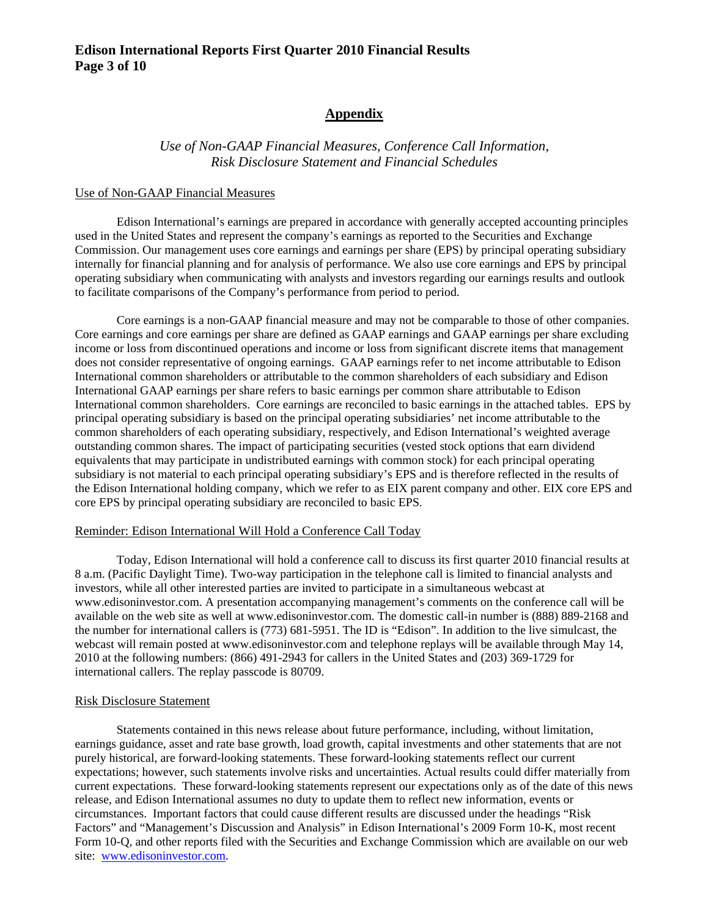## Appendix

*Use of Non-GAAP Financial Measures, Conference Call Information, Risk Disclosure Statement and Financial Schedules*

### Use of Non-GAAP Financial Measures

Edison International's earnings are prepared in accordance with generally accepted accounting principles used in the United States and represent the company's earnings as reported to the Securities and Exchange Commission. Our management uses core earnings and earnings per share (EPS) by principal operating subsidiary internally for financial planning and for analysis of performance. We also use core earnings and EPS by principal operating subsidiary when communicating with analysts and investors regarding our earnings results and outlook to facilitate comparisons of the Company's performance from period to period.

Core earnings is a non-GAAP financial measure and may not be comparable to those of other companies. Core earnings and core earnings per share are defined as GAAP earnings and GAAP earnings per share excluding income or loss from discontinued operations and income or loss from significant discrete items that management does not consider representative of ongoing earnings. GAAP earnings refer to net income attributable to Edison International common shareholders or attributable to the common shareholders of each subsidiary and Edison International GAAP earnings per share refers to basic earnings per common share attributable to Edison International common shareholders. Core earnings are reconciled to basic earnings in the attached tables. EPS by principal operating subsidiary is based on the principal operating subsidiaries' net income attributable to the common shareholders of each operating subsidiary, respectively, and Edison International's weighted average outstanding common shares. The impact of participating securities (vested stock options that earn dividend equivalents that may participate in undistributed earnings with common stock) for each principal operating subsidiary is not material to each principal operating subsidiary's EPS and is therefore reflected in the results of the Edison International holding company, which we refer to as EIX parent company and other. EIX core EPS and core EPS by principal operating subsidiary are reconciled to basic EPS.

### Reminder: Edison International Will Hold a Conference Call Today

Today, Edison International will hold a conference call to discuss its first quarter 2010 financial results at 8 a.m. (Pacific Daylight Time). Two-way participation in the telephone call is limited to financial analysts and investors, while all other interested parties are invited to participate in a simultaneous webcast at www.edisoninvestor.com. A presentation accompanying management's comments on the conference call will be available on the web site as well at www.edisoninvestor.com. The domestic call-in number is (888) 889-2168 and the number for international callers is (773) 681-5951. The ID is "Edison". In addition to the live simulcast, the webcast will remain posted at www.edisoninvestor.com and telephone replays will be available through May 14, 2010 at the following numbers: (866) 491-2943 for callers in the United States and (203) 369-1729 for international callers. The replay passcode is 80709.

### Risk Disclosure Statement

Statements contained in this news release about future performance, including, without limitation, earnings guidance, asset and rate base growth, load growth, capital investments and other statements that are not purely historical, are forward-looking statements. These forward-looking statements reflect our current expectations; however, such statements involve risks and uncertainties. Actual results could differ materially from current expectations. These forward-looking statements represent our expectations only as of the date of this news release, and Edison International assumes no duty to update them to reflect new information, events or circumstances. Important factors that could cause different results are discussed under the headings "Risk Factors" and "Management's Discussion and Analysis" in Edison International's 2009 Form 10-K, most recent Form 10-Q, and other reports filed with the Securities and Exchange Commission which are available on our web site: www.edisoninvestor.com.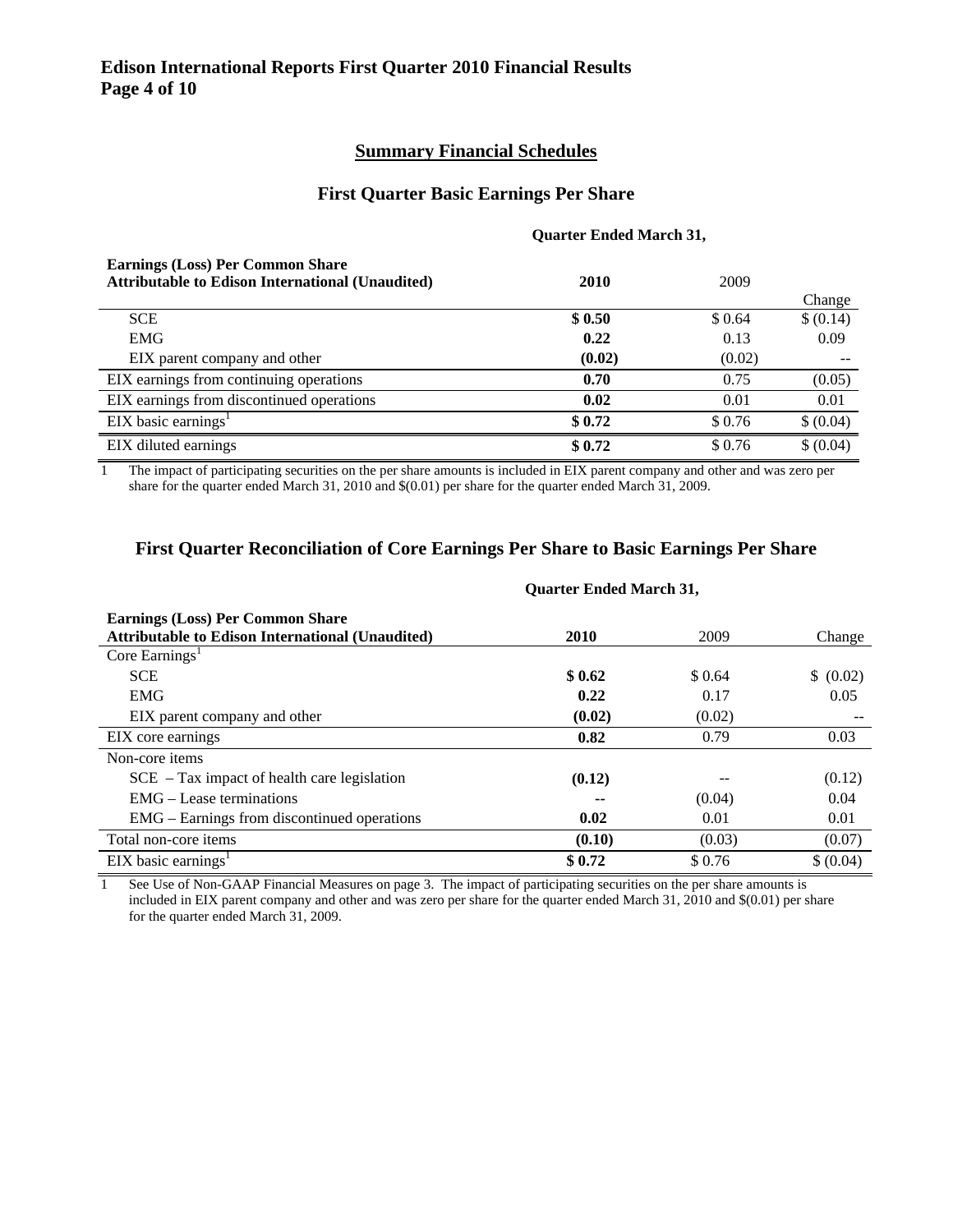## Summary Financial Schedules

### First Quarter Basic Earnings Per Share

| Earnings (Loss) Per Common Share Attributable to Edison International (Unaudited) | Quarter Ended March 31, 2010 | 2009 | Change |
|---|---|---|---|
| SCE | **$ 0.50** | $ 0.64 | $ (0.14) |
| EMG | **0.22** | 0.13 | 0.09 |
| EIX parent company and other | **(0.02)** | (0.02) | -- |
| EIX earnings from continuing operations | **0.70** | 0.75 | (0.05) |
| EIX earnings from discontinued operations | **0.02** | 0.01 | 0.01 |
| EIX basic earnings[1] | **$ 0.72** | $ 0.76 | $ (0.04) |
| EIX diluted earnings | **$ 0.72** | $ 0.76 | $ (0.04) |

1 The impact of participating securities on the per share amounts is included in EIX parent company and other and was zero per share for the quarter ended March 31, 2010 and $(0.01) per share for the quarter ended March 31, 2009.

### First Quarter Reconciliation of Core Earnings Per Share to Basic Earnings Per Share

| Earnings (Loss) Per Common Share Attributable to Edison International (Unaudited) | Quarter Ended March 31, 2010 | 2009 | Change |
|---|---|---|---|
| Core Earnings[1] | | | |
| SCE | **$ 0.62** | $ 0.64 | $ (0.02) |
| EMG | **0.22** | 0.17 | 0.05 |
| EIX parent company and other | **(0.02)** | (0.02) | -- |
| EIX core earnings | **0.82** | 0.79 | 0.03 |
| Non-core items | | | |
| SCE – Tax impact of health care legislation | **(0.12)** | -- | (0.12) |
| EMG – Lease terminations | **--** | (0.04) | 0.04 |
| EMG – Earnings from discontinued operations | **0.02** | 0.01 | 0.01 |
| Total non-core items | **(0.10)** | (0.03) | (0.07) |
| EIX basic earnings[1] | **$ 0.72** | $ 0.76 | $ (0.04) |

1 See Use of Non-GAAP Financial Measures on page 3. The impact of participating securities on the per share amounts is included in EIX parent company and other and was zero per share for the quarter ended March 31, 2010 and $(0.01) per share for the quarter ended March 31, 2009.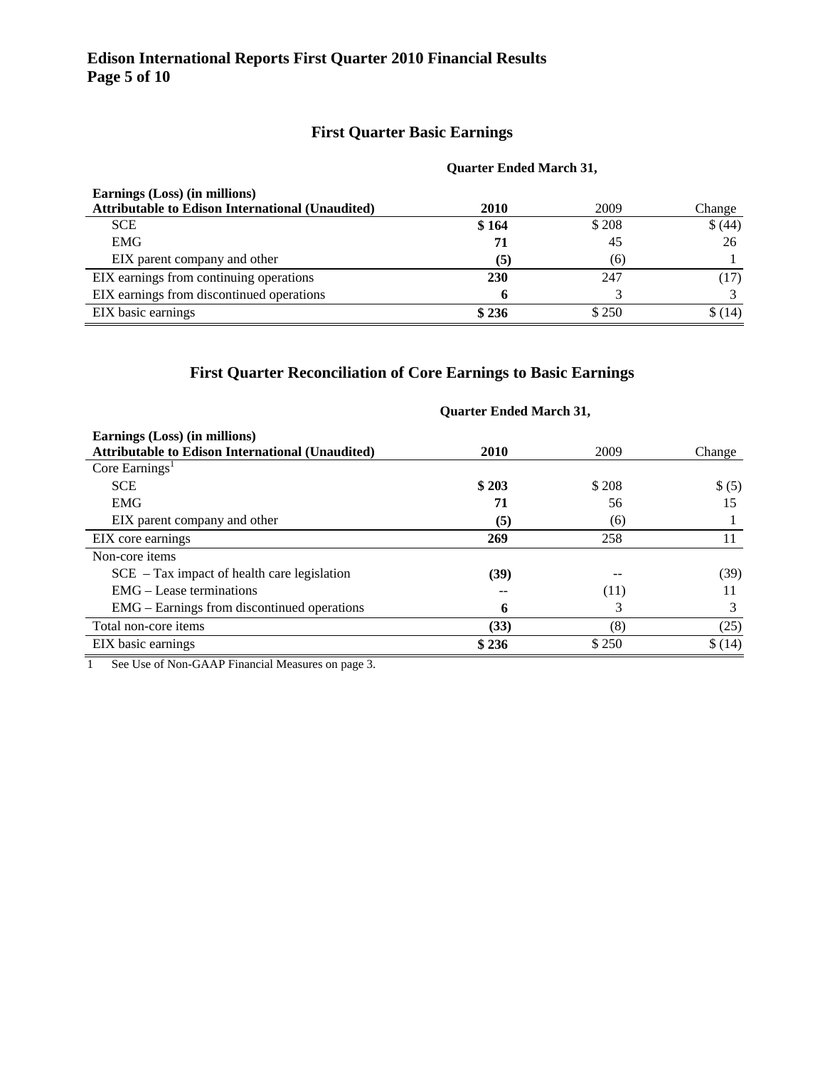## First Quarter Basic Earnings

| Earnings (Loss) (in millions) Attributable to Edison International (Unaudited) | Quarter Ended March 31, 2010 | 2009 | Change |
|---|---|---|---|
| SCE | **$ 164** | $ 208 | $ (44) |
| EMG | **71** | 45 | 26 |
| EIX parent company and other | **(5)** | (6) | 1 |
| EIX earnings from continuing operations | **230** | 247 | (17) |
| EIX earnings from discontinued operations | **6** | 3 | 3 |
| EIX basic earnings | **$ 236** | $ 250 | $ (14) |

## First Quarter Reconciliation of Core Earnings to Basic Earnings

| Earnings (Loss) (in millions) Attributable to Edison International (Unaudited) | Quarter Ended March 31, 2010 | 2009 | Change |
|---|---|---|---|
| Core Earnings[1] | | | |
| SCE | **$ 203** | $ 208 | $ (5) |
| EMG | **71** | 56 | 15 |
| EIX parent company and other | **(5)** | (6) | 1 |
| EIX core earnings | **269** | 258 | 11 |
| Non-core items | | | |
| SCE – Tax impact of health care legislation | **(39)** | -- | (39) |
| EMG – Lease terminations | **--** | (11) | 11 |
| EMG – Earnings from discontinued operations | **6** | 3 | 3 |
| Total non-core items | **(33)** | (8) | (25) |
| EIX basic earnings | **$ 236** | $ 250 | $ (14) |

1 See Use of Non-GAAP Financial Measures on page 3.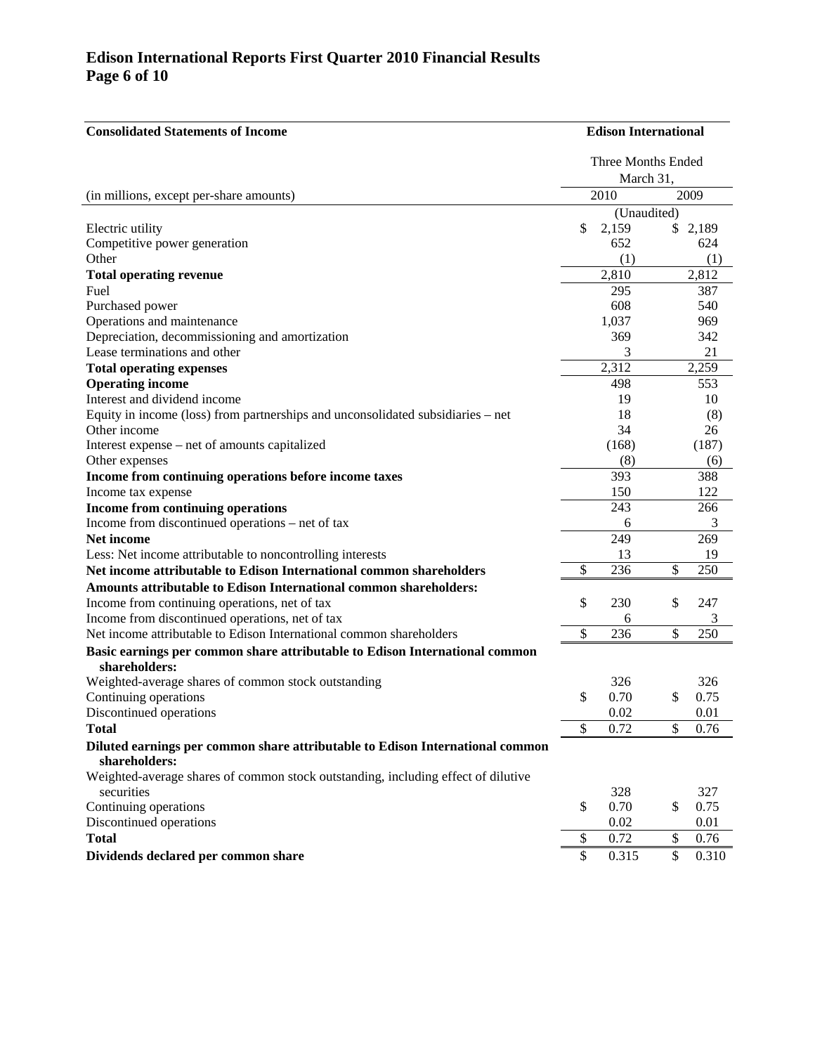# Edison International Reports First Quarter 2010 Financial Results

| Consolidated Statements of Income | Edison International | |
|---|---|---|
| | Three Months Ended March 31, | |
| (in millions, except per-share amounts) | 2010 | 2009 |
| | (Unaudited) | |
| Electric utility | $ 2,159 | $ 2,189 |
| Competitive power generation | 652 | 624 |
| Other | (1) | (1) |
| **Total operating revenue** | 2,810 | 2,812 |
| Fuel | 295 | 387 |
| Purchased power | 608 | 540 |
| Operations and maintenance | 1,037 | 969 |
| Depreciation, decommissioning and amortization | 369 | 342 |
| Lease terminations and other | 3 | 21 |
| **Total operating expenses** | 2,312 | 2,259 |
| **Operating income** | 498 | 553 |
| Interest and dividend income | 19 | 10 |
| Equity in income (loss) from partnerships and unconsolidated subsidiaries – net | 18 | (8) |
| Other income | 34 | 26 |
| Interest expense – net of amounts capitalized | (168) | (187) |
| Other expenses | (8) | (6) |
| **Income from continuing operations before income taxes** | 393 | 388 |
| Income tax expense | 150 | 122 |
| **Income from continuing operations** | 243 | 266 |
| Income from discontinued operations – net of tax | 6 | 3 |
| **Net income** | 249 | 269 |
| Less: Net income attributable to noncontrolling interests | 13 | 19 |
| **Net income attributable to Edison International common shareholders** | $ 236 | $ 250 |
| **Amounts attributable to Edison International common shareholders:** | | |
| Income from continuing operations, net of tax | $ 230 | $ 247 |
| Income from discontinued operations, net of tax | 6 | 3 |
| Net income attributable to Edison International common shareholders | $ 236 | $ 250 |
| **Basic earnings per common share attributable to Edison International common shareholders:** | | |
| Weighted-average shares of common stock outstanding | 326 | 326 |
| Continuing operations | $ 0.70 | $ 0.75 |
| Discontinued operations | 0.02 | 0.01 |
| **Total** | $ 0.72 | $ 0.76 |
| **Diluted earnings per common share attributable to Edison International common shareholders:** | | |
| Weighted-average shares of common stock outstanding, including effect of dilutive securities | 328 | 327 |
| Continuing operations | $ 0.70 | $ 0.75 |
| Discontinued operations | 0.02 | 0.01 |
| **Total** | $ 0.72 | $ 0.76 |
| **Dividends declared per common share** | $ 0.315 | $ 0.310 |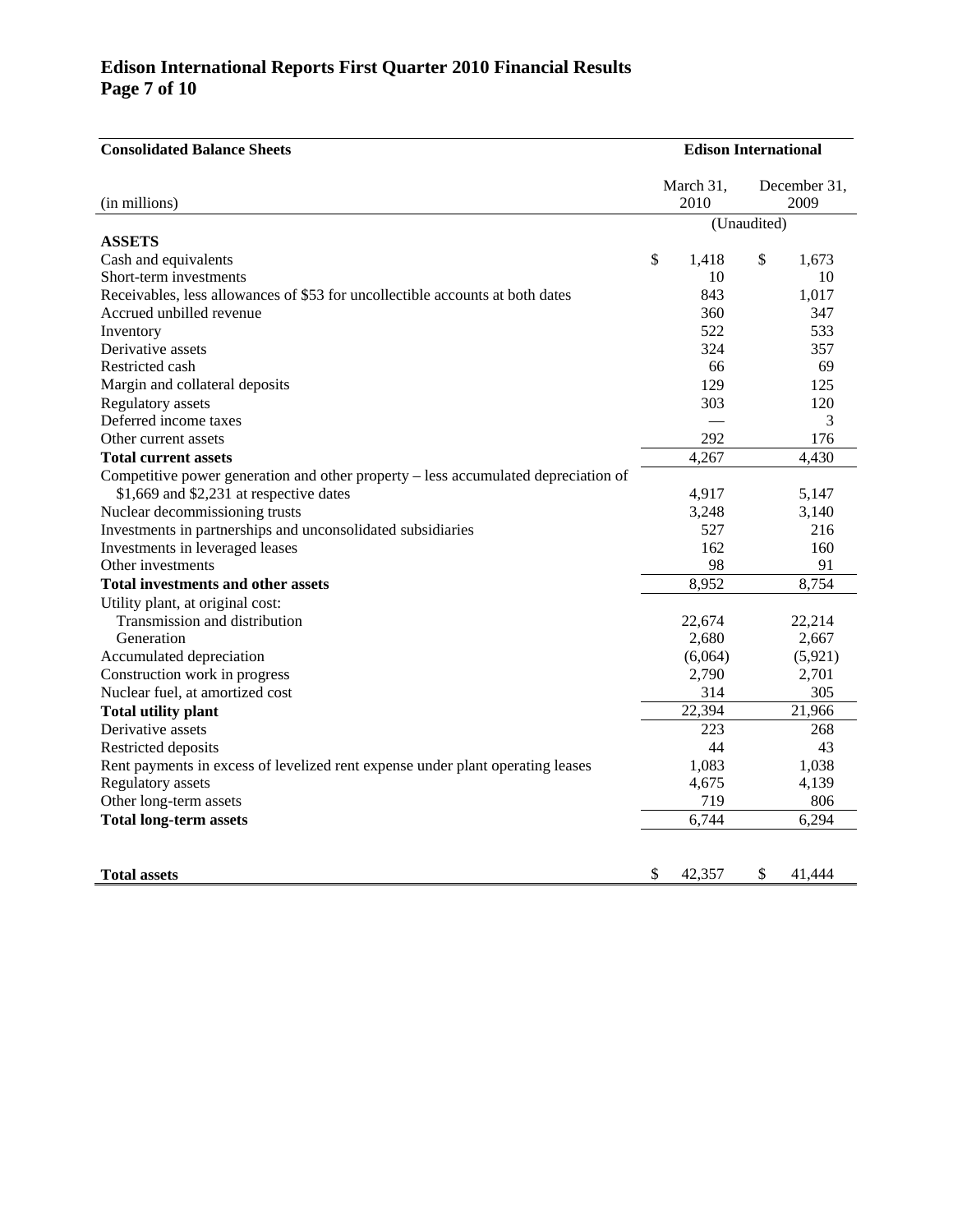# Edison International Reports First Quarter 2010 Financial Results

| Consolidated Balance Sheets | Edison International | |
|---|---|---|
| (in millions) | March 31, 2010 | December 31, 2009 |
| | (Unaudited) | |
| **ASSETS** | | |
| Cash and equivalents | $ 1,418 | $ 1,673 |
| Short-term investments | 10 | 10 |
| Receivables, less allowances of $53 for uncollectible accounts at both dates | 843 | 1,017 |
| Accrued unbilled revenue | 360 | 347 |
| Inventory | 522 | 533 |
| Derivative assets | 324 | 357 |
| Restricted cash | 66 | 69 |
| Margin and collateral deposits | 129 | 125 |
| Regulatory assets | 303 | 120 |
| Deferred income taxes | — | 3 |
| Other current assets | 292 | 176 |
| **Total current assets** | 4,267 | 4,430 |
| Competitive power generation and other property – less accumulated depreciation of $1,669 and $2,231 at respective dates | 4,917 | 5,147 |
| Nuclear decommissioning trusts | 3,248 | 3,140 |
| Investments in partnerships and unconsolidated subsidiaries | 527 | 216 |
| Investments in leveraged leases | 162 | 160 |
| Other investments | 98 | 91 |
| **Total investments and other assets** | 8,952 | 8,754 |
| Utility plant, at original cost: | | |
| Transmission and distribution | 22,674 | 22,214 |
| Generation | 2,680 | 2,667 |
| Accumulated depreciation | (6,064) | (5,921) |
| Construction work in progress | 2,790 | 2,701 |
| Nuclear fuel, at amortized cost | 314 | 305 |
| **Total utility plant** | 22,394 | 21,966 |
| Derivative assets | 223 | 268 |
| Restricted deposits | 44 | 43 |
| Rent payments in excess of levelized rent expense under plant operating leases | 1,083 | 1,038 |
| Regulatory assets | 4,675 | 4,139 |
| Other long-term assets | 719 | 806 |
| **Total long-term assets** | 6,744 | 6,294 |
| **Total assets** | $ 42,357 | $ 41,444 |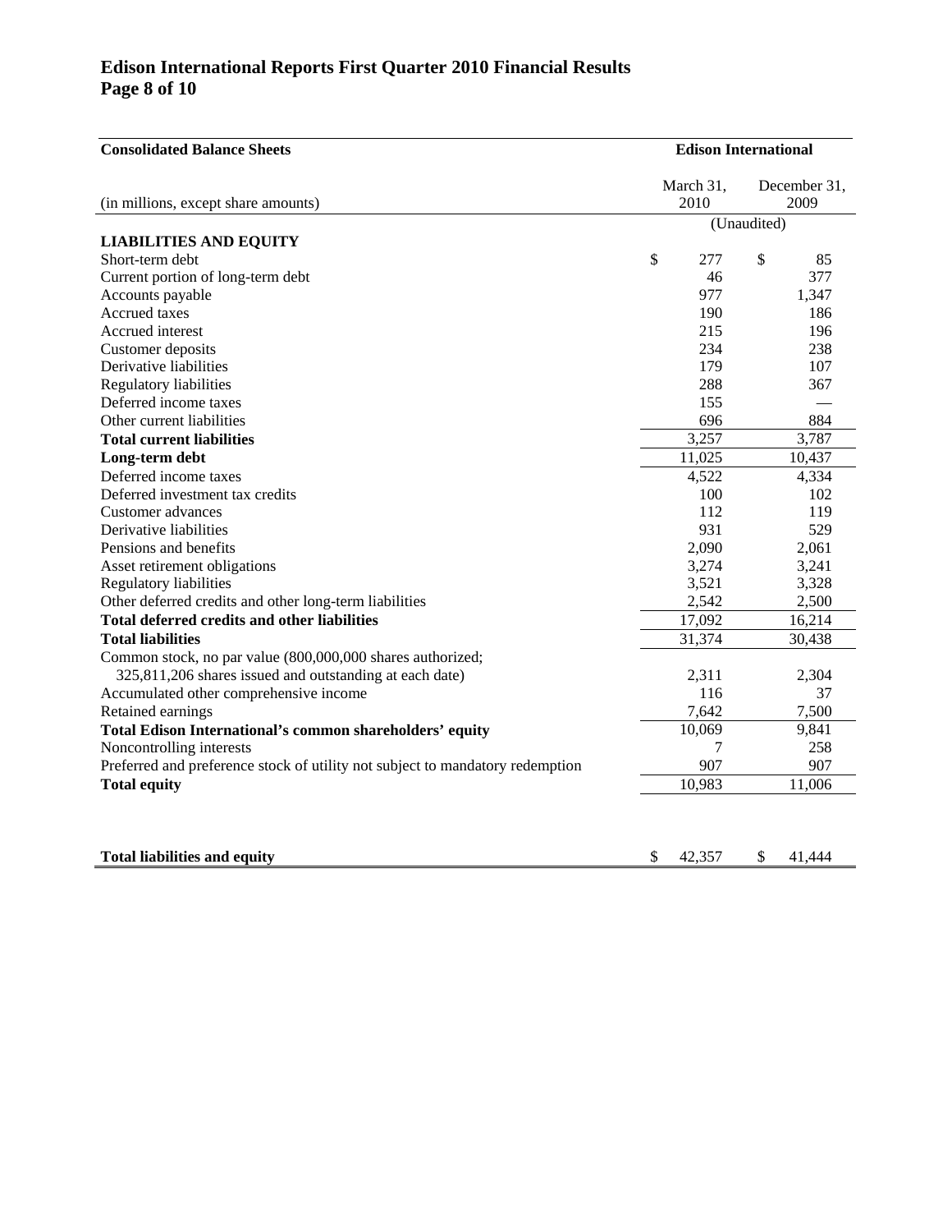# Edison International Reports First Quarter 2010 Financial Results

| Consolidated Balance Sheets | Edison International | |
|---|---|---|
| (in millions, except share amounts) | March 31, 2010 | December 31, 2009 |
| | (Unaudited) | |
| **LIABILITIES AND EQUITY** | | |
| Short-term debt | $ 277 | $ 85 |
| Current portion of long-term debt | 46 | 377 |
| Accounts payable | 977 | 1,347 |
| Accrued taxes | 190 | 186 |
| Accrued interest | 215 | 196 |
| Customer deposits | 234 | 238 |
| Derivative liabilities | 179 | 107 |
| Regulatory liabilities | 288 | 367 |
| Deferred income taxes | 155 | — |
| Other current liabilities | 696 | 884 |
| **Total current liabilities** | 3,257 | 3,787 |
| **Long-term debt** | 11,025 | 10,437 |
| Deferred income taxes | 4,522 | 4,334 |
| Deferred investment tax credits | 100 | 102 |
| Customer advances | 112 | 119 |
| Derivative liabilities | 931 | 529 |
| Pensions and benefits | 2,090 | 2,061 |
| Asset retirement obligations | 3,274 | 3,241 |
| Regulatory liabilities | 3,521 | 3,328 |
| Other deferred credits and other long-term liabilities | 2,542 | 2,500 |
| **Total deferred credits and other liabilities** | 17,092 | 16,214 |
| **Total liabilities** | 31,374 | 30,438 |
| Common stock, no par value (800,000,000 shares authorized; 325,811,206 shares issued and outstanding at each date) | 2,311 | 2,304 |
| Accumulated other comprehensive income | 116 | 37 |
| Retained earnings | 7,642 | 7,500 |
| **Total Edison International's common shareholders' equity** | 10,069 | 9,841 |
| Noncontrolling interests | 7 | 258 |
| Preferred and preference stock of utility not subject to mandatory redemption | 907 | 907 |
| **Total equity** | 10,983 | 11,006 |
| **Total liabilities and equity** | $ 42,357 | $ 41,444 |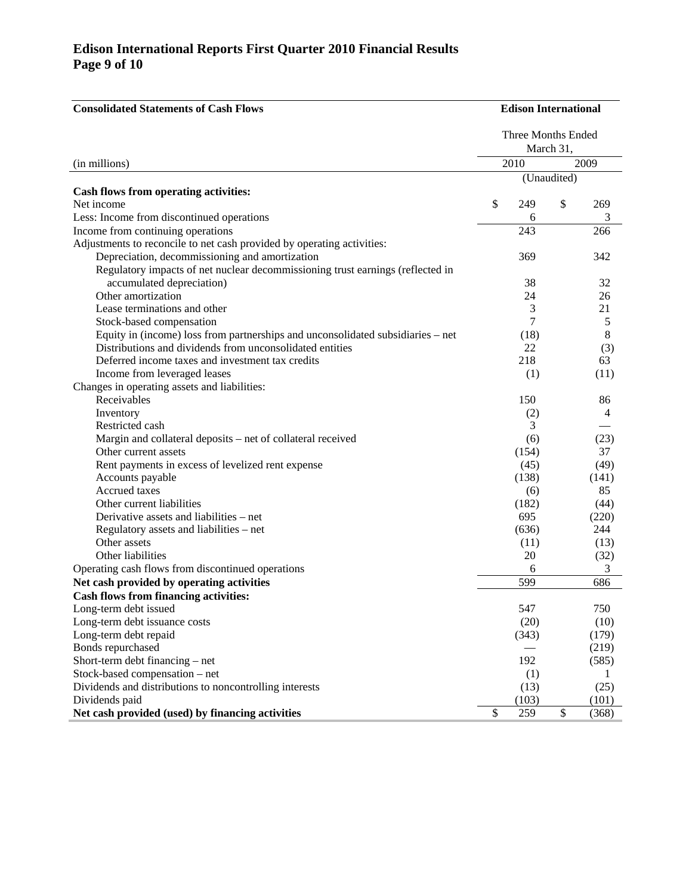# Edison International Reports First Quarter 2010 Financial Results

| Consolidated Statements of Cash Flows | Edison International | |
|---|---|---|
| | Three Months Ended March 31, | |
| (in millions) | 2010 | 2009 |
| | (Unaudited) | |
| **Cash flows from operating activities:** | | |
| Net income | $ 249 | $ 269 |
| Less: Income from discontinued operations | 6 | 3 |
| Income from continuing operations | 243 | 266 |
| Adjustments to reconcile to net cash provided by operating activities: | | |
| Depreciation, decommissioning and amortization | 369 | 342 |
| Regulatory impacts of net nuclear decommissioning trust earnings (reflected in accumulated depreciation) | 38 | 32 |
| Other amortization | 24 | 26 |
| Lease terminations and other | 3 | 21 |
| Stock-based compensation | 7 | 5 |
| Equity in (income) loss from partnerships and unconsolidated subsidiaries – net | (18) | 8 |
| Distributions and dividends from unconsolidated entities | 22 | (3) |
| Deferred income taxes and investment tax credits | 218 | 63 |
| Income from leveraged leases | (1) | (11) |
| Changes in operating assets and liabilities: | | |
| Receivables | 150 | 86 |
| Inventory | (2) | 4 |
| Restricted cash | 3 | — |
| Margin and collateral deposits – net of collateral received | (6) | (23) |
| Other current assets | (154) | 37 |
| Rent payments in excess of levelized rent expense | (45) | (49) |
| Accounts payable | (138) | (141) |
| Accrued taxes | (6) | 85 |
| Other current liabilities | (182) | (44) |
| Derivative assets and liabilities – net | 695 | (220) |
| Regulatory assets and liabilities – net | (636) | 244 |
| Other assets | (11) | (13) |
| Other liabilities | 20 | (32) |
| Operating cash flows from discontinued operations | 6 | 3 |
| **Net cash provided by operating activities** | 599 | 686 |
| **Cash flows from financing activities:** | | |
| Long-term debt issued | 547 | 750 |
| Long-term debt issuance costs | (20) | (10) |
| Long-term debt repaid | (343) | (179) |
| Bonds repurchased | — | (219) |
| Short-term debt financing – net | 192 | (585) |
| Stock-based compensation – net | (1) | 1 |
| Dividends and distributions to noncontrolling interests | (13) | (25) |
| Dividends paid | (103) | (101) |
| **Net cash provided (used) by financing activities** | $ 259 | $ (368) |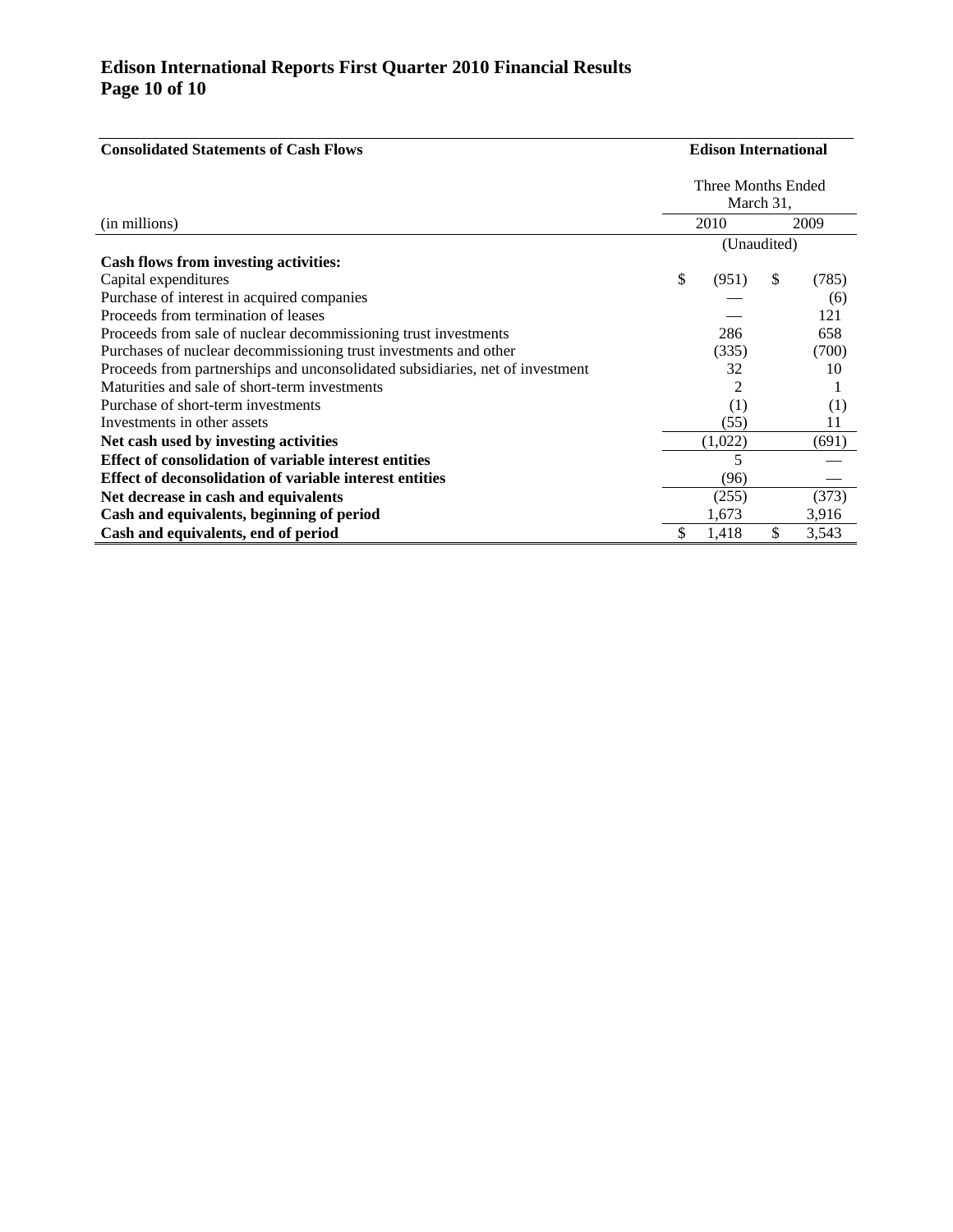| Consolidated Statements of Cash Flows | Edison International | |
|---|---|---|
| | Three Months Ended March 31, | |
| (in millions) | 2010 | 2009 |
| | (Unaudited) | |
| **Cash flows from investing activities:** | | |
| Capital expenditures | $ (951) | $ (785) |
| Purchase of interest in acquired companies | — | (6) |
| Proceeds from termination of leases | — | 121 |
| Proceeds from sale of nuclear decommissioning trust investments | 286 | 658 |
| Purchases of nuclear decommissioning trust investments and other | (335) | (700) |
| Proceeds from partnerships and unconsolidated subsidiaries, net of investment | 32 | 10 |
| Maturities and sale of short-term investments | 2 | 1 |
| Purchase of short-term investments | (1) | (1) |
| Investments in other assets | (55) | 11 |
| **Net cash used by investing activities** | (1,022) | (691) |
| **Effect of consolidation of variable interest entities** | 5 | — |
| **Effect of deconsolidation of variable interest entities** | (96) | — |
| **Net decrease in cash and equivalents** | (255) | (373) |
| **Cash and equivalents, beginning of period** | 1,673 | 3,916 |
| **Cash and equivalents, end of period** | $ 1,418 | $ 3,543 |